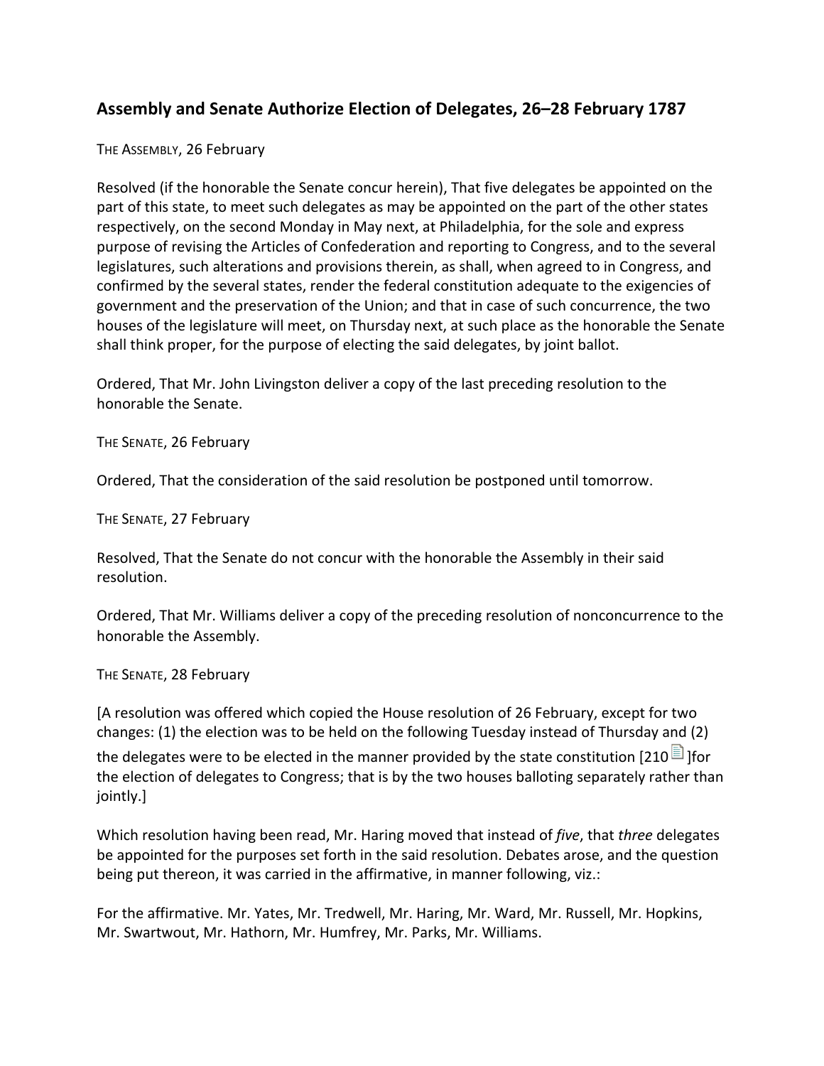## Assembly and Senate Authorize Election of Delegates, 26–28 February 1787

THE ASSEMBLY, 26 February

Resolved (if the honorable the Senate concur herein), That five delegates be appointed on the part of this state, to meet such delegates as may be appointed on the part of the other states respectively, on the second Monday in May next, at Philadelphia, for the sole and express purpose of revising the Articles of Confederation and reporting to Congress, and to the several legislatures, such alterations and provisions therein, as shall, when agreed to in Congress, and confirmed by the several states, render the federal constitution adequate to the exigencies of government and the preservation of the Union; and that in case of such concurrence, the two houses of the legislature will meet, on Thursday next, at such place as the honorable the Senate shall think proper, for the purpose of electing the said delegates, by joint ballot.

Ordered, That Mr. John Livingston deliver a copy of the last preceding resolution to the honorable the Senate.

THE SENATE, 26 February

Ordered, That the consideration of the said resolution be postponed until tomorrow.

THE SENATE, 27 February

Resolved, That the Senate do not concur with the honorable the Assembly in their said resolution.

Ordered, That Mr. Williams deliver a copy of the preceding resolution of nonconcurrence to the honorable the Assembly.

THE SENATE, 28 February

[A resolution was offered which copied the House resolution of 26 February, except for two changes: (1) the election was to be held on the following Tuesday instead of Thursday and (2) the delegates were to be elected in the manner provided by the state constitution [210]for the election of delegates to Congress; that is by the two houses balloting separately rather than jointly.]

Which resolution having been read, Mr. Haring moved that instead of *five*, that *three* delegates be appointed for the purposes set forth in the said resolution. Debates arose, and the question being put thereon, it was carried in the affirmative, in manner following, viz.:

For the affirmative. Mr. Yates, Mr. Tredwell, Mr. Haring, Mr. Ward, Mr. Russell, Mr. Hopkins, Mr. Swartwout, Mr. Hathorn, Mr. Humfrey, Mr. Parks, Mr. Williams.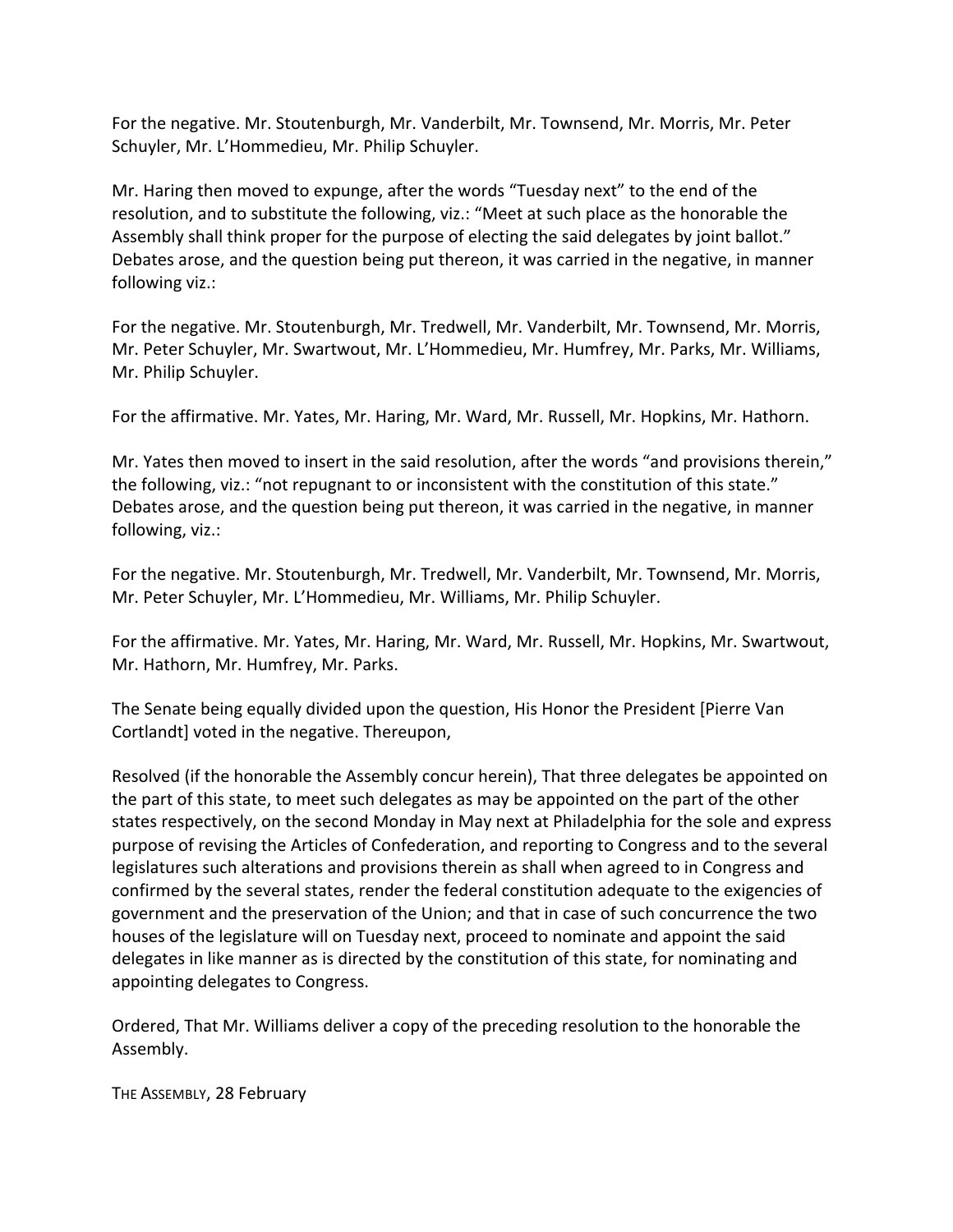For the negative. Mr. Stoutenburgh, Mr. Vanderbilt, Mr. Townsend, Mr. Morris, Mr. Peter Schuyler, Mr. L'Hommedieu, Mr. Philip Schuyler.

Mr. Haring then moved to expunge, after the words "Tuesday next" to the end of the resolution, and to substitute the following, viz.: "Meet at such place as the honorable the Assembly shall think proper for the purpose of electing the said delegates by joint ballot." Debates arose, and the question being put thereon, it was carried in the negative, in manner following viz.:

For the negative. Mr. Stoutenburgh, Mr. Tredwell, Mr. Vanderbilt, Mr. Townsend, Mr. Morris, Mr. Peter Schuyler, Mr. Swartwout, Mr. L'Hommedieu, Mr. Humfrey, Mr. Parks, Mr. Williams, Mr. Philip Schuyler.

For the affirmative. Mr. Yates, Mr. Haring, Mr. Ward, Mr. Russell, Mr. Hopkins, Mr. Hathorn.

Mr. Yates then moved to insert in the said resolution, after the words "and provisions therein," the following, viz.: "not repugnant to or inconsistent with the constitution of this state." Debates arose, and the question being put thereon, it was carried in the negative, in manner following, viz.:

For the negative. Mr. Stoutenburgh, Mr. Tredwell, Mr. Vanderbilt, Mr. Townsend, Mr. Morris, Mr. Peter Schuyler, Mr. L'Hommedieu, Mr. Williams, Mr. Philip Schuyler.

For the affirmative. Mr. Yates, Mr. Haring, Mr. Ward, Mr. Russell, Mr. Hopkins, Mr. Swartwout, Mr. Hathorn, Mr. Humfrey, Mr. Parks.

The Senate being equally divided upon the question, His Honor the President [Pierre Van Cortlandt] voted in the negative. Thereupon,

Resolved (if the honorable the Assembly concur herein), That three delegates be appointed on the part of this state, to meet such delegates as may be appointed on the part of the other states respectively, on the second Monday in May next at Philadelphia for the sole and express purpose of revising the Articles of Confederation, and reporting to Congress and to the several legislatures such alterations and provisions therein as shall when agreed to in Congress and confirmed by the several states, render the federal constitution adequate to the exigencies of government and the preservation of the Union; and that in case of such concurrence the two houses of the legislature will on Tuesday next, proceed to nominate and appoint the said delegates in like manner as is directed by the constitution of this state, for nominating and appointing delegates to Congress.

Ordered, That Mr. Williams deliver a copy of the preceding resolution to the honorable the Assembly.

THE ASSEMBLY, 28 February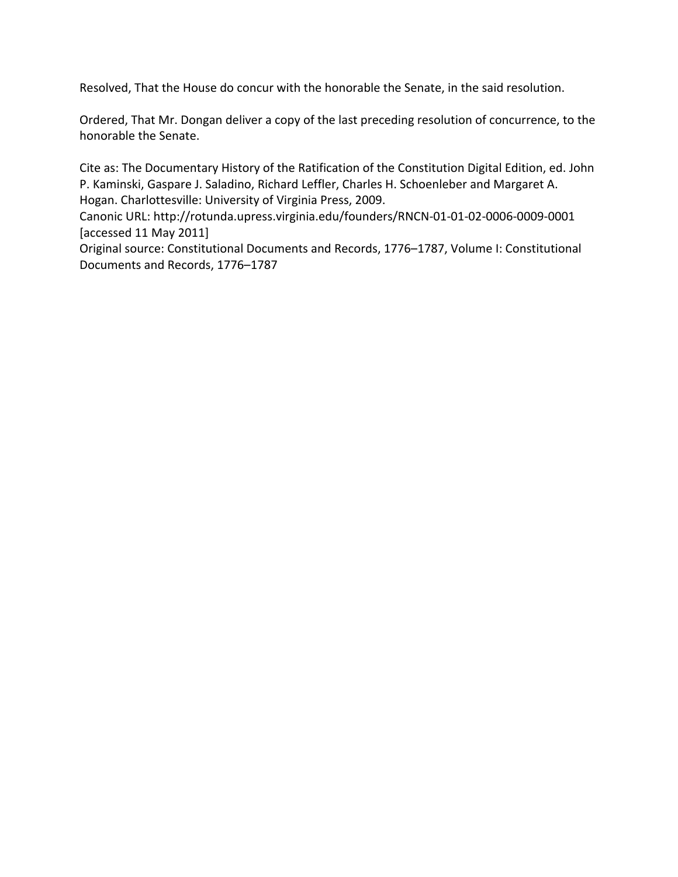Resolved, That the House do concur with the honorable the Senate, in the said resolution.

Ordered, That Mr. Dongan deliver a copy of the last preceding resolution of concurrence, to the honorable the Senate.

Cite as: The Documentary History of the Ratification of the Constitution Digital Edition, ed. John P. Kaminski, Gaspare J. Saladino, Richard Leffler, Charles H. Schoenleber and Margaret A. Hogan. Charlottesville: University of Virginia Press, 2009.
Canonic URL: http://rotunda.upress.virginia.edu/founders/RNCN-01-01-02-0006-0009-0001 [accessed 11 May 2011]
Original source: Constitutional Documents and Records, 1776–1787, Volume I: Constitutional Documents and Records, 1776–1787